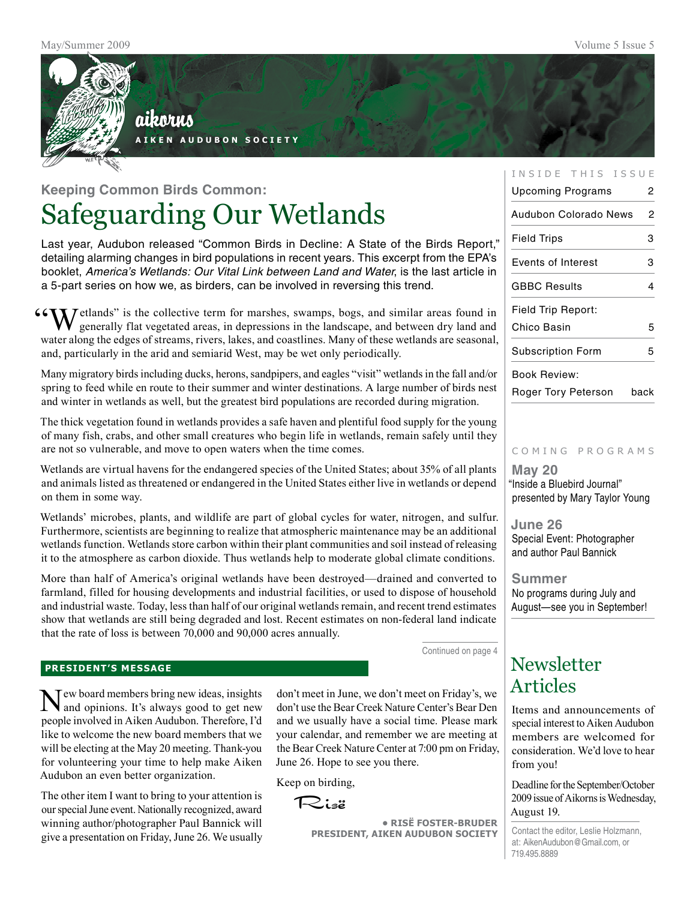# aikorns

**AIKEN AUDUBON SOCIETY**

### Keeping Common Birds Common:

# Safeguarding Our Wetlands

Last year, Audubon released "Common Birds in Decline: A State of the Birds Report," detailing alarming changes in bird populations in recent years. This excerpt from the EPA's booklet, *America's Wetlands: Our Vital Link between Land and Water,* is the last article in a 5-part series on how we, as birders, can be involved in reversing this trend.

"Wetlands" is the collective term for marshes, swamps, bogs, and similar areas found in generally flat vegetated areas, in depressions in the landscape, and between dry land and water along the edges of streams, rivers, lakes, and coastlines. Many of these wetlands are seasonal, and, particularly in the arid and semiarid West, may be wet only periodically.

Many migratory birds including ducks, herons, sandpipers, and eagles "visit" wetlands in the fall and/or spring to feed while en route to their summer and winter destinations. A large number of birds nest and winter in wetlands as well, but the greatest bird populations are recorded during migration.

The thick vegetation found in wetlands provides a safe haven and plentiful food supply for the young of many fish, crabs, and other small creatures who begin life in wetlands, remain safely until they are not so vulnerable, and move to open waters when the time comes.

Wetlands are virtual havens for the endangered species of the United States; about 35% of all plants and animals listed as threatened or endangered in the United States either live in wetlands or depend on them in some way.

Wetlands' microbes, plants, and wildlife are part of global cycles for water, nitrogen, and sulfur. Furthermore, scientists are beginning to realize that atmospheric maintenance may be an additional wetlands function. Wetlands store carbon within their plant communities and soil instead of releasing it to the atmosphere as carbon dioxide. Thus wetlands help to moderate global climate conditions.

More than half of America's original wetlands have been destroyed—drained and converted to farmland, filled for housing developments and industrial facilities, or used to dispose of household and industrial waste. Today, less than half of our original wetlands remain, and recent trend estimates show that wetlands are still being degraded and lost. Recent estimates on non-federal land indicate that the rate of loss is between 70,000 and 90,000 acres annually.

Continued on page 4

## PRESIDENT'S MESSAGE

New board members bring new ideas, insights and opinions. It's always good to get new people involved in Aiken Audubon. Therefore, I'd like to welcome the new board members that we will be electing at the May 20 meeting. Thank-you for volunteering your time to help make Aiken Audubon an even better organization.

The other item I want to bring to your attention is our special June event. Nationally recognized, award winning author/photographer Paul Bannick will give a presentation on Friday, June 26. We usually don't meet in June, we don't meet on Friday's, we don't use the Bear Creek Nature Center's Bear Den and we usually have a social time. Please mark your calendar, and remember we are meeting at the Bear Creek Nature Center at 7:00 pm on Friday, June 26. Hope to see you there.

Keep on birding,

Risë

**• RISË FOSTER-BRUDER**
**PRESIDENT, AIKEN AUDUBON SOCIETY**

## INSIDE THIS ISSUE

| | |
|---|---|
| Upcoming Programs | 2 |
| Audubon Colorado News | 2 |
| Field Trips | 3 |
| Events of Interest | 3 |
| GBBC Results | 4 |
| Field Trip Report: Chico Basin | 5 |
| Subscription Form | 5 |
| Book Review: Roger Tory Peterson | back |

## COMING PROGRAMS

**May 20**
"Inside a Bluebird Journal" presented by Mary Taylor Young

**June 26**
Special Event: Photographer and author Paul Bannick

**Summer**
No programs during July and August—see you in September!

## Newsletter Articles

Items and announcements of special interest to Aiken Audubon members are welcomed for consideration. We'd love to hear from you!

Deadline for the September/October 2009 issue of Aikorns is Wednesday, August 19.

Contact the editor, Leslie Holzmann, at: AikenAudubon@Gmail.com, or 719.495.8889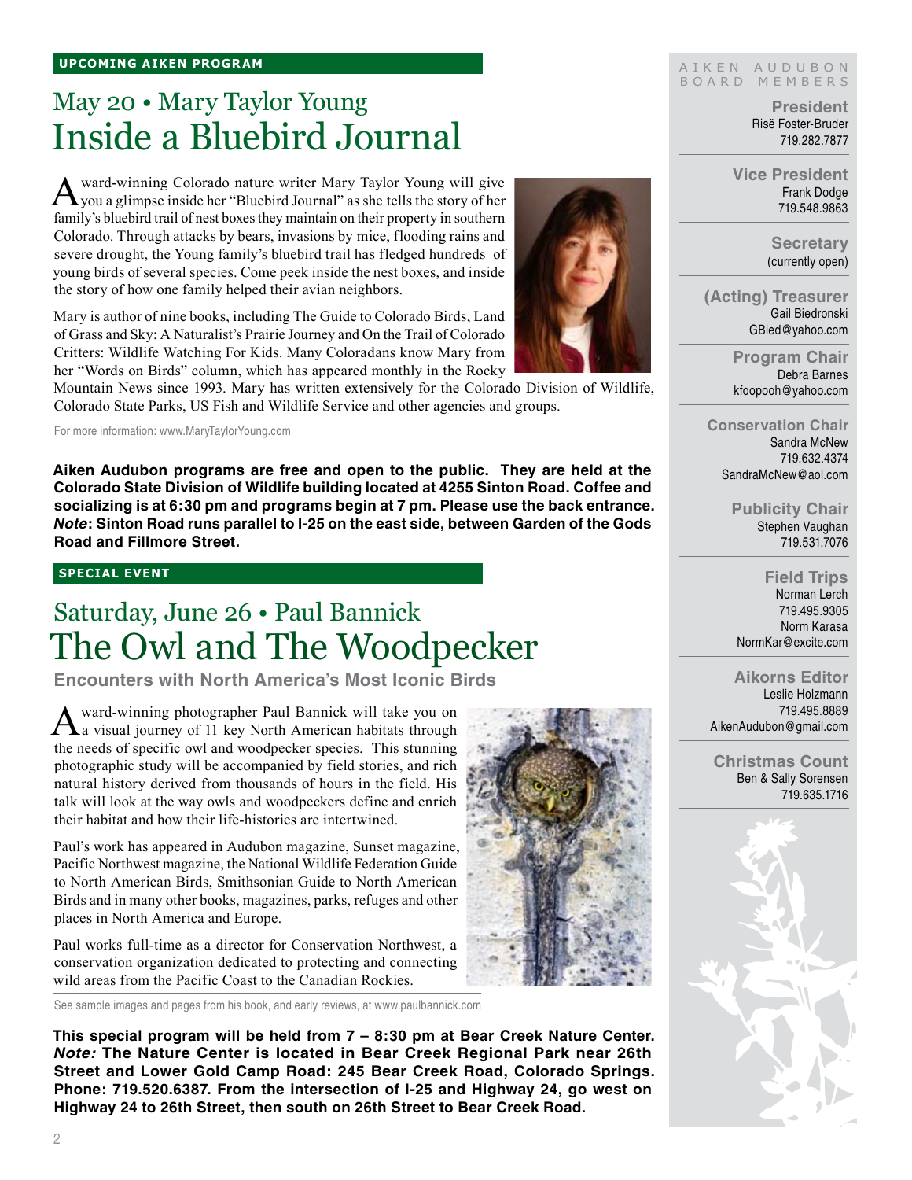**UPCOMING AIKEN PROGRAM**

## May 20 • Mary Taylor Young
# Inside a Bluebird Journal

Award-winning Colorado nature writer Mary Taylor Young will give you a glimpse inside her "Bluebird Journal" as she tells the story of her family's bluebird trail of nest boxes they maintain on their property in southern Colorado. Through attacks by bears, invasions by mice, flooding rains and severe drought, the Young family's bluebird trail has fledged hundreds of young birds of several species. Come peek inside the nest boxes, and inside the story of how one family helped their avian neighbors.

Mary is author of nine books, including The Guide to Colorado Birds, Land of Grass and Sky: A Naturalist's Prairie Journey and On the Trail of Colorado Critters: Wildlife Watching For Kids. Many Coloradans know Mary from her "Words on Birds" column, which has appeared monthly in the Rocky Mountain News since 1993. Mary has written extensively for the Colorado Division of Wildlife, Colorado State Parks, US Fish and Wildlife Service and other agencies and groups.

For more information: www.MaryTaylorYoung.com

**Aiken Audubon programs are free and open to the public. They are held at the Colorado State Division of Wildlife building located at 4255 Sinton Road. Coffee and socializing is at 6:30 pm and programs begin at 7 pm. Please use the back entrance. *Note*: Sinton Road runs parallel to I-25 on the east side, between Garden of the Gods Road and Fillmore Street.**

**SPECIAL EVENT**

## Saturday, June 26 • Paul Bannick
# The Owl and The Woodpecker

### Encounters with North America's Most Iconic Birds

Award-winning photographer Paul Bannick will take you on a visual journey of 11 key North American habitats through the needs of specific owl and woodpecker species. This stunning photographic study will be accompanied by field stories, and rich natural history derived from thousands of hours in the field. His talk will look at the way owls and woodpeckers define and enrich their habitat and how their life-histories are intertwined.

Paul's work has appeared in Audubon magazine, Sunset magazine, Pacific Northwest magazine, the National Wildlife Federation Guide to North American Birds, Smithsonian Guide to North American Birds and in many other books, magazines, parks, refuges and other places in North America and Europe.

Paul works full-time as a director for Conservation Northwest, a conservation organization dedicated to protecting and connecting wild areas from the Pacific Coast to the Canadian Rockies.

See sample images and pages from his book, and early reviews, at www.paulbannick.com

**This special program will be held from 7 – 8:30 pm at Bear Creek Nature Center. *Note:* The Nature Center is located in Bear Creek Regional Park near 26th Street and Lower Gold Camp Road: 245 Bear Creek Road, Colorado Springs. Phone: 719.520.6387. From the intersection of I-25 and Highway 24, go west on Highway 24 to 26th Street, then south on 26th Street to Bear Creek Road.**

---

AIKEN AUDUBON BOARD MEMBERS

**President**
Risë Foster-Bruder
719.282.7877

**Vice President**
Frank Dodge
719.548.9863

**Secretary**
(currently open)

**(Acting) Treasurer**
Gail Biedronski
GBied@yahoo.com

**Program Chair**
Debra Barnes
kfoopooh@yahoo.com

**Conservation Chair**
Sandra McNew
719.632.4374
SandraMcNew@aol.com

**Publicity Chair**
Stephen Vaughan
719.531.7076

**Field Trips**
Norman Lerch
719.495.9305
Norm Karasa
NormKar@excite.com

**Aikorns Editor**
Leslie Holzmann
719.495.8889
AikenAudubon@gmail.com

**Christmas Count**
Ben & Sally Sorensen
719.635.1716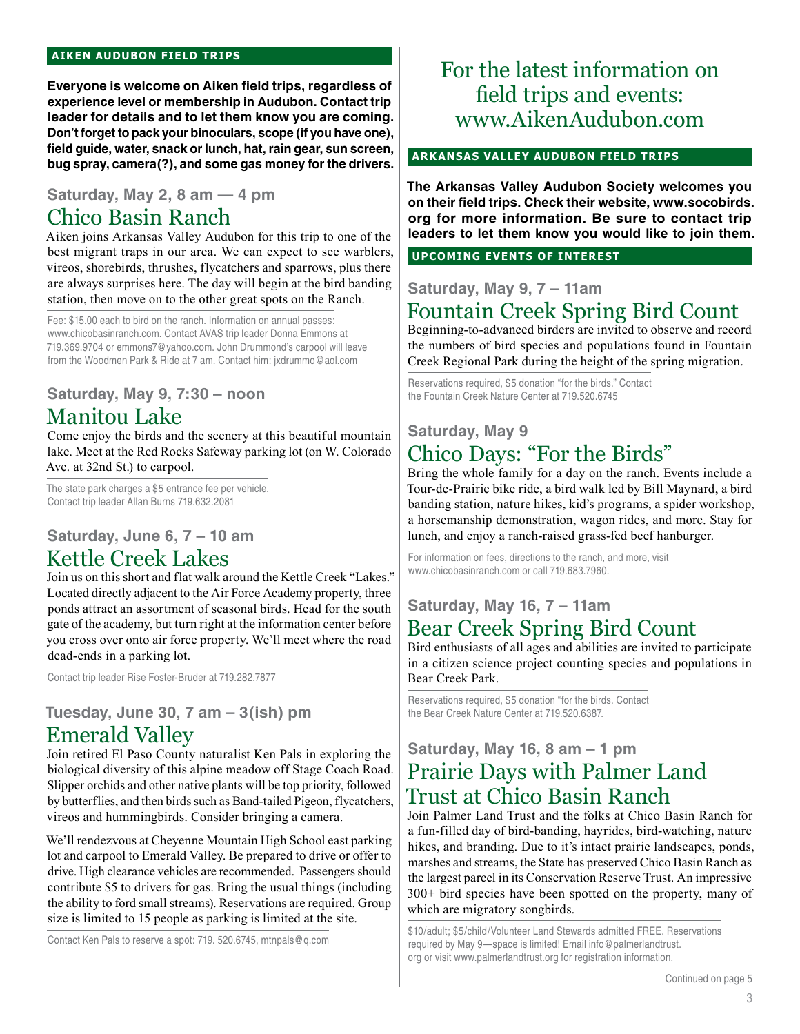## AIKEN AUDUBON FIELD TRIPS

**Everyone is welcome on Aiken field trips, regardless of experience level or membership in Audubon. Contact trip leader for details and to let them know you are coming. Don't forget to pack your binoculars, scope (if you have one), field guide, water, snack or lunch, hat, rain gear, sun screen, bug spray, camera(?), and some gas money for the drivers.**

**Saturday, May 2, 8 am — 4 pm**

### Chico Basin Ranch

Aiken joins Arkansas Valley Audubon for this trip to one of the best migrant traps in our area. We can expect to see warblers, vireos, shorebirds, thrushes, flycatchers and sparrows, plus there are always surprises here. The day will begin at the bird banding station, then move on to the other great spots on the Ranch.

Fee: $15.00 each to bird on the ranch. Information on annual passes: www.chicobasinranch.com. Contact AVAS trip leader Donna Emmons at 719.369.9704 or emmons7@yahoo.com. John Drummond's carpool will leave from the Woodmen Park & Ride at 7 am. Contact him: jxdrummo@aol.com

**Saturday, May 9, 7:30 – noon**

### Manitou Lake

Come enjoy the birds and the scenery at this beautiful mountain lake. Meet at the Red Rocks Safeway parking lot (on W. Colorado Ave. at 32nd St.) to carpool.

The state park charges a $5 entrance fee per vehicle. Contact trip leader Allan Burns 719.632.2081

**Saturday, June 6, 7 – 10 am**

### Kettle Creek Lakes

Join us on this short and flat walk around the Kettle Creek "Lakes." Located directly adjacent to the Air Force Academy property, three ponds attract an assortment of seasonal birds. Head for the south gate of the academy, but turn right at the information center before you cross over onto air force property. We'll meet where the road dead-ends in a parking lot.

Contact trip leader Rise Foster-Bruder at 719.282.7877

**Tuesday, June 30, 7 am – 3(ish) pm**

### Emerald Valley

Join retired El Paso County naturalist Ken Pals in exploring the biological diversity of this alpine meadow off Stage Coach Road. Slipper orchids and other native plants will be top priority, followed by butterflies, and then birds such as Band-tailed Pigeon, flycatchers, vireos and hummingbirds. Consider bringing a camera.

We'll rendezvous at Cheyenne Mountain High School east parking lot and carpool to Emerald Valley. Be prepared to drive or offer to drive. High clearance vehicles are recommended. Passengers should contribute $5 to drivers for gas. Bring the usual things (including the ability to ford small streams). Reservations are required. Group size is limited to 15 people as parking is limited at the site.

Contact Ken Pals to reserve a spot: 719. 520.6745, mtnpals@q.com

For the latest information on field trips and events: www.AikenAudubon.com

## ARKANSAS VALLEY AUDUBON FIELD TRIPS

**The Arkansas Valley Audubon Society welcomes you on their field trips. Check their website, www.socobirds.org for more information. Be sure to contact trip leaders to let them know you would like to join them.**

## UPCOMING EVENTS OF INTEREST

**Saturday, May 9, 7 – 11am**

### Fountain Creek Spring Bird Count

Beginning-to-advanced birders are invited to observe and record the numbers of bird species and populations found in Fountain Creek Regional Park during the height of the spring migration.

Reservations required, $5 donation "for the birds." Contact the Fountain Creek Nature Center at 719.520.6745

**Saturday, May 9**

### Chico Days: "For the Birds"

Bring the whole family for a day on the ranch. Events include a Tour-de-Prairie bike ride, a bird walk led by Bill Maynard, a bird banding station, nature hikes, kid's programs, a spider workshop, a horsemanship demonstration, wagon rides, and more. Stay for lunch, and enjoy a ranch-raised grass-fed beef hanburger.

For information on fees, directions to the ranch, and more, visit www.chicobasinranch.com or call 719.683.7960.

**Saturday, May 16, 7 – 11am**

### Bear Creek Spring Bird Count

Bird enthusiasts of all ages and abilities are invited to participate in a citizen science project counting species and populations in Bear Creek Park.

Reservations required, $5 donation "for the birds. Contact the Bear Creek Nature Center at 719.520.6387.

**Saturday, May 16, 8 am – 1 pm**

### Prairie Days with Palmer Land Trust at Chico Basin Ranch

Join Palmer Land Trust and the folks at Chico Basin Ranch for a fun-filled day of bird-banding, hayrides, bird-watching, nature hikes, and branding. Due to it's intact prairie landscapes, ponds, marshes and streams, the State has preserved Chico Basin Ranch as the largest parcel in its Conservation Reserve Trust. An impressive 300+ bird species have been spotted on the property, many of which are migratory songbirds.

$10/adult; $5/child/Volunteer Land Stewards admitted FREE. Reservations required by May 9—space is limited! Email info@palmerlandtrust.org or visit www.palmerlandtrust.org for registration information.

Continued on page 5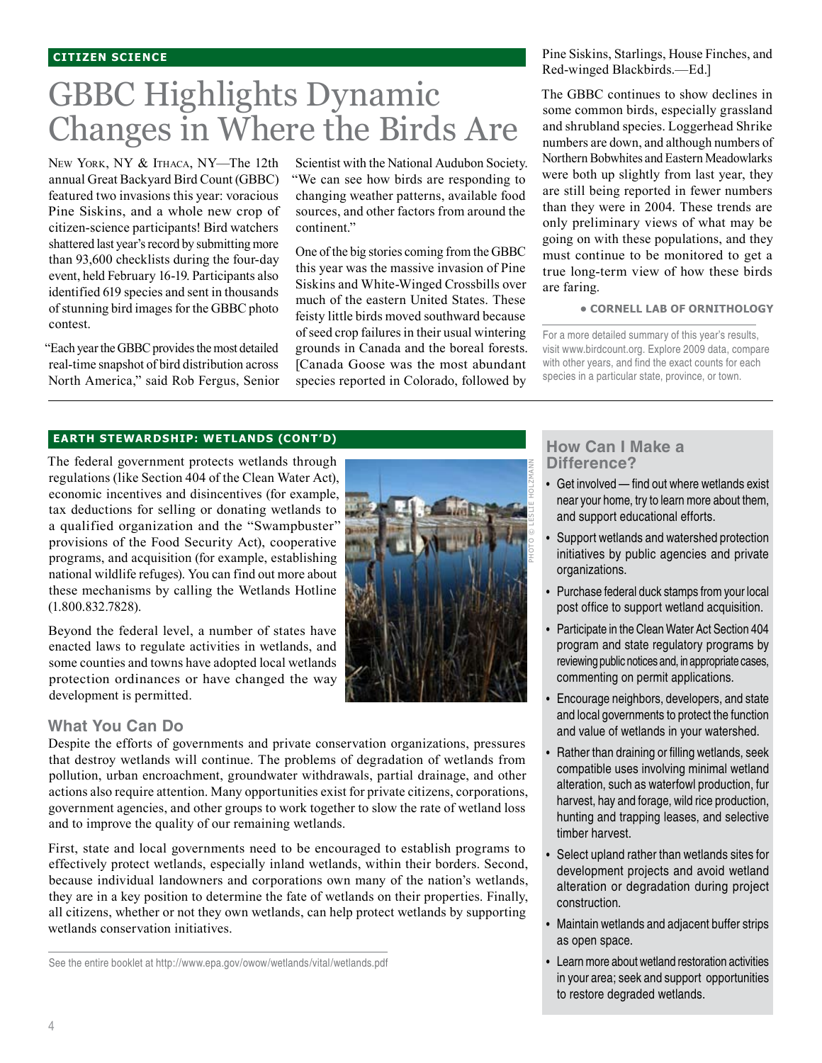CITIZEN SCIENCE

# GBBC Highlights Dynamic Changes in Where the Birds Are

New York, NY & Ithaca, NY—The 12th annual Great Backyard Bird Count (GBBC) featured two invasions this year: voracious Pine Siskins, and a whole new crop of citizen-science participants! Bird watchers shattered last year's record by submitting more than 93,600 checklists during the four-day event, held February 16-19. Participants also identified 619 species and sent in thousands of stunning bird images for the GBBC photo contest.

"Each year the GBBC provides the most detailed real-time snapshot of bird distribution across North America," said Rob Fergus, Senior Scientist with the National Audubon Society. "We can see how birds are responding to changing weather patterns, available food sources, and other factors from around the continent."

One of the big stories coming from the GBBC this year was the massive invasion of Pine Siskins and White-Winged Crossbills over much of the eastern United States. These feisty little birds moved southward because of seed crop failures in their usual wintering grounds in Canada and the boreal forests. [Canada Goose was the most abundant species reported in Colorado, followed by Pine Siskins, Starlings, House Finches, and Red-winged Blackbirds.—Ed.]

The GBBC continues to show declines in some common birds, especially grassland and shrubland species. Loggerhead Shrike numbers are down, and although numbers of Northern Bobwhites and Eastern Meadowlarks were both up slightly from last year, they are still being reported in fewer numbers than they were in 2004. These trends are only preliminary views of what may be going on with these populations, and they must continue to be monitored to get a true long-term view of how these birds are faring.

**• CORNELL LAB OF ORNITHOLOGY**

For a more detailed summary of this year's results, visit www.birdcount.org. Explore 2009 data, compare with other years, and find the exact counts for each species in a particular state, province, or town.

---

EARTH STEWARDSHIP: WETLANDS (CONT'D)

The federal government protects wetlands through regulations (like Section 404 of the Clean Water Act), economic incentives and disincentives (for example, tax deductions for selling or donating wetlands to a qualified organization and the "Swampbuster" provisions of the Food Security Act), cooperative programs, and acquisition (for example, establishing national wildlife refuges). You can find out more about these mechanisms by calling the Wetlands Hotline (1.800.832.7828).

Beyond the federal level, a number of states have enacted laws to regulate activities in wetlands, and some counties and towns have adopted local wetlands protection ordinances or have changed the way development is permitted.

PHOTO © LESLIE HOLZMANN

## What You Can Do

Despite the efforts of governments and private conservation organizations, pressures that destroy wetlands will continue. The problems of degradation of wetlands from pollution, urban encroachment, groundwater withdrawals, partial drainage, and other actions also require attention. Many opportunities exist for private citizens, corporations, government agencies, and other groups to work together to slow the rate of wetland loss and to improve the quality of our remaining wetlands.

First, state and local governments need to be encouraged to establish programs to effectively protect wetlands, especially inland wetlands, within their borders. Second, because individual landowners and corporations own many of the nation's wetlands, they are in a key position to determine the fate of wetlands on their properties. Finally, all citizens, whether or not they own wetlands, can help protect wetlands by supporting wetlands conservation initiatives.

See the entire booklet at http://www.epa.gov/owow/wetlands/vital/wetlands.pdf

## How Can I Make a Difference?

- Get involved — find out where wetlands exist near your home, try to learn more about them, and support educational efforts.
- Support wetlands and watershed protection initiatives by public agencies and private organizations.
- Purchase federal duck stamps from your local post office to support wetland acquisition.
- Participate in the Clean Water Act Section 404 program and state regulatory programs by reviewing public notices and, in appropriate cases, commenting on permit applications.
- Encourage neighbors, developers, and state and local governments to protect the function and value of wetlands in your watershed.
- Rather than draining or filling wetlands, seek compatible uses involving minimal wetland alteration, such as waterfowl production, fur harvest, hay and forage, wild rice production, hunting and trapping leases, and selective timber harvest.
- Select upland rather than wetlands sites for development projects and avoid wetland alteration or degradation during project construction.
- Maintain wetlands and adjacent buffer strips as open space.
- Learn more about wetland restoration activities in your area; seek and support opportunities to restore degraded wetlands.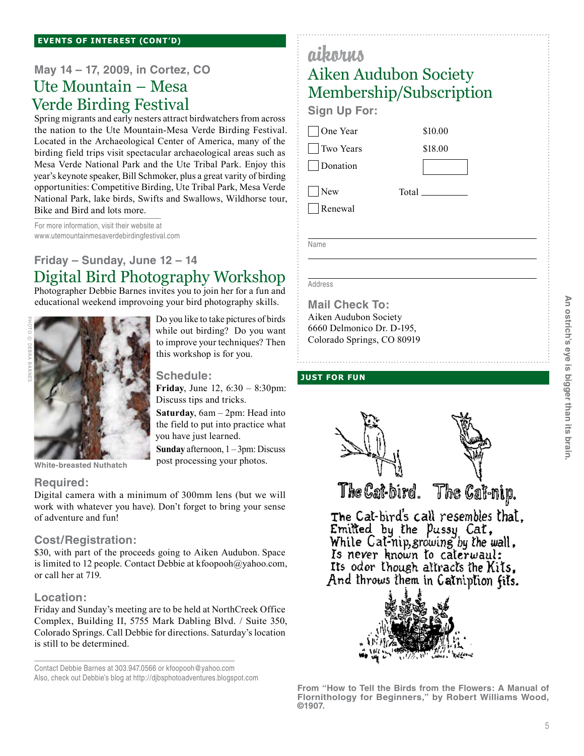## EVENTS OF INTEREST (CONT'D)

### May 14 – 17, 2009, in Cortez, CO

## Ute Mountain – Mesa Verde Birding Festival

Spring migrants and early nesters attract birdwatchers from across the nation to the Ute Mountain-Mesa Verde Birding Festival. Located in the Archaeological Center of America, many of the birding field trips visit spectacular archaeological areas such as Mesa Verde National Park and the Ute Tribal Park. Enjoy this year's keynote speaker, Bill Schmoker, plus a great varity of birding opportunities: Competitive Birding, Ute Tribal Park, Mesa Verde National Park, lake birds, Swifts and Swallows, Wildhorse tour, Bike and Bird and lots more.

For more information, visit their website at www.utemountainmesaverdebirdingfestival.com

### Friday – Sunday, June 12 – 14

## Digital Bird Photography Workshop

Photographer Debbie Barnes invites you to join her for a fun and educational weekend improvoing your bird photography skills.

PHOTO © DEBRA BARNES

White-breasted Nuthatch

Do you like to take pictures of birds while out birding? Do you want to improve your techniques? Then this workshop is for you.

### Schedule:

**Friday**, June 12, 6:30 – 8:30pm: Discuss tips and tricks.

**Saturday**, 6am – 2pm: Head into the field to put into practice what you have just learned.

**Sunday** afternoon, 1 – 3pm: Discuss post processing your photos.

### Required:

Digital camera with a minimum of 300mm lens (but we will work with whatever you have). Don't forget to bring your sense of adventure and fun!

### Cost/Registration:

$30, with part of the proceeds going to Aiken Audubon. Space is limited to 12 people. Contact Debbie at kfoopooh@yahoo.com, or call her at 719.

### Location:

Friday and Sunday's meeting are to be held at NorthCreek Office Complex, Building II, 5755 Mark Dabling Blvd. / Suite 350, Colorado Springs. Call Debbie for directions. Saturday's location is still to be determined.

Contact Debbie Barnes at 303.947.0566 or kfoopooh@yahoo.com
Also, check out Debbie's blog at http://djbsphotoadventures.blogspot.com

---

aikorns

## Aiken Audubon Society Membership/Subscription

### Sign Up For:

| | |
|---|---|
| ☐ One Year | $10.00 |
| ☐ Two Years | $18.00 |
| ☐ Donation | ______ |
| ☐ New | Total ______ |
| ☐ Renewal | |

Name ____________________

Address ____________________

### Mail Check To:

Aiken Audubon Society
6660 Delmonico Dr. D-195,
Colorado Springs, CO 80919

---

## JUST FOR FUN

The Cat-bird. The Cat-nip.

The Cat-bird's call resembles that,
Emitted by the Pussy Cat,
While Cat-nip, growing by the wall,
Is never known to caterwaul:
Its odor though attracts the Kits,
And throws them in Catniption fits.

From "How to Tell the Birds from the Flowers: A Manual of Flornithology for Beginners," by Robert Williams Wood, ©1907.

An ostrich's eye is bigger than its brain.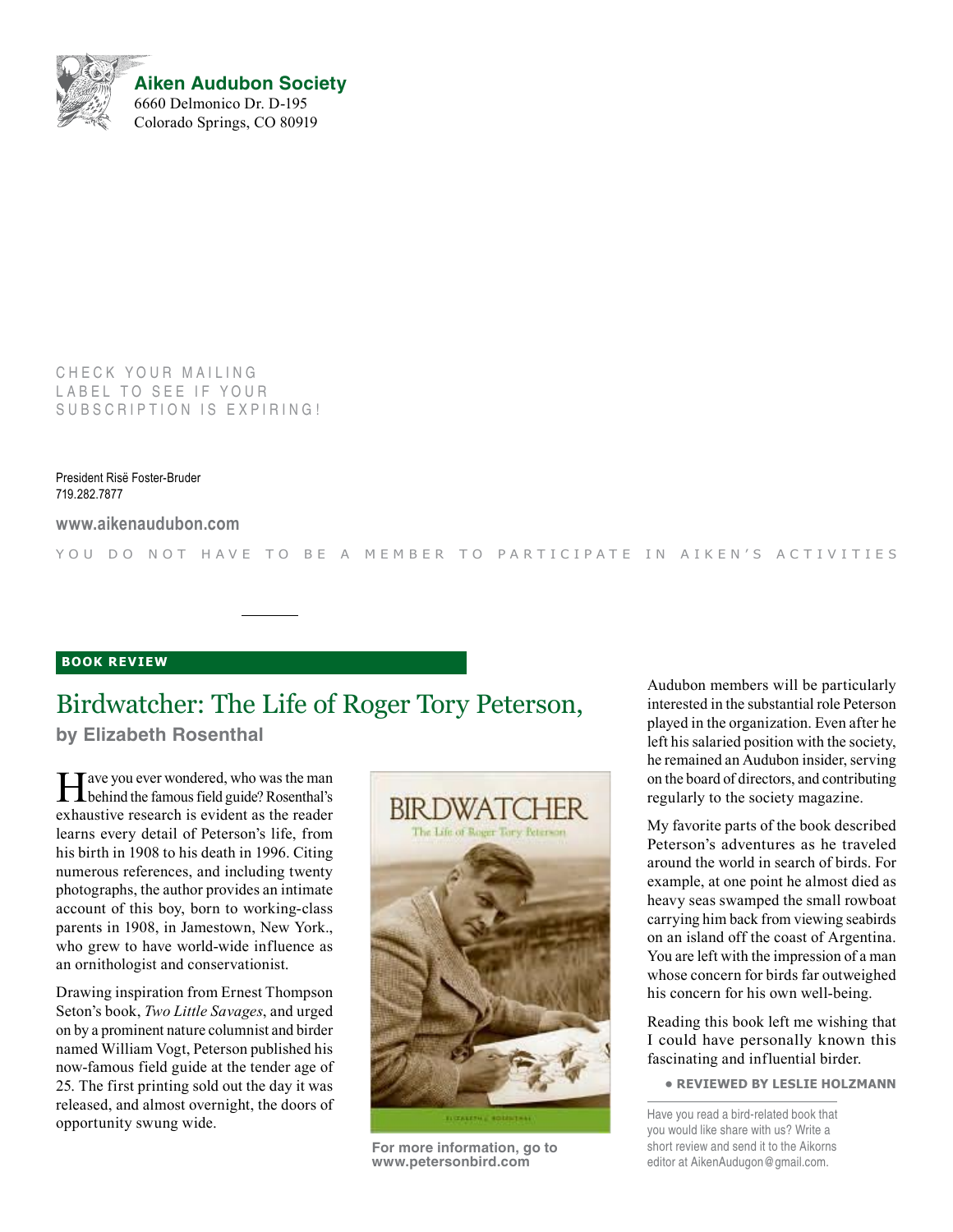**Aiken Audubon Society**
6660 Delmonico Dr. D-195
Colorado Springs, CO 80919

CHECK YOUR MAILING LABEL TO SEE IF YOUR SUBSCRIPTION IS EXPIRING!

President Risë Foster-Bruder
719.282.7877

**www.aikenaudubon.com**

YOU DO NOT HAVE TO BE A MEMBER TO PARTICIPATE IN AIKEN'S ACTIVITIES

**BOOK REVIEW**

## Birdwatcher: The Life of Roger Tory Peterson,

### by Elizabeth Rosenthal

Have you ever wondered, who was the man behind the famous field guide? Rosenthal's exhaustive research is evident as the reader learns every detail of Peterson's life, from his birth in 1908 to his death in 1996. Citing numerous references, and including twenty photographs, the author provides an intimate account of this boy, born to working-class parents in 1908, in Jamestown, New York., who grew to have world-wide influence as an ornithologist and conservationist.

Drawing inspiration from Ernest Thompson Seton's book, *Two Little Savages*, and urged on by a prominent nature columnist and birder named William Vogt, Peterson published his now-famous field guide at the tender age of 25. The first printing sold out the day it was released, and almost overnight, the doors of opportunity swung wide.

**For more information, go to www.petersonbird.com**

Audubon members will be particularly interested in the substantial role Peterson played in the organization. Even after he left his salaried position with the society, he remained an Audubon insider, serving on the board of directors, and contributing regularly to the society magazine.

My favorite parts of the book described Peterson's adventures as he traveled around the world in search of birds. For example, at one point he almost died as heavy seas swamped the small rowboat carrying him back from viewing seabirds on an island off the coast of Argentina. You are left with the impression of a man whose concern for birds far outweighed his concern for his own well-being.

Reading this book left me wishing that I could have personally known this fascinating and influential birder.

**• REVIEWED BY LESLIE HOLZMANN**

Have you read a bird-related book that you would like share with us? Write a short review and send it to the Aikorns editor at AikenAudugon@gmail.com.